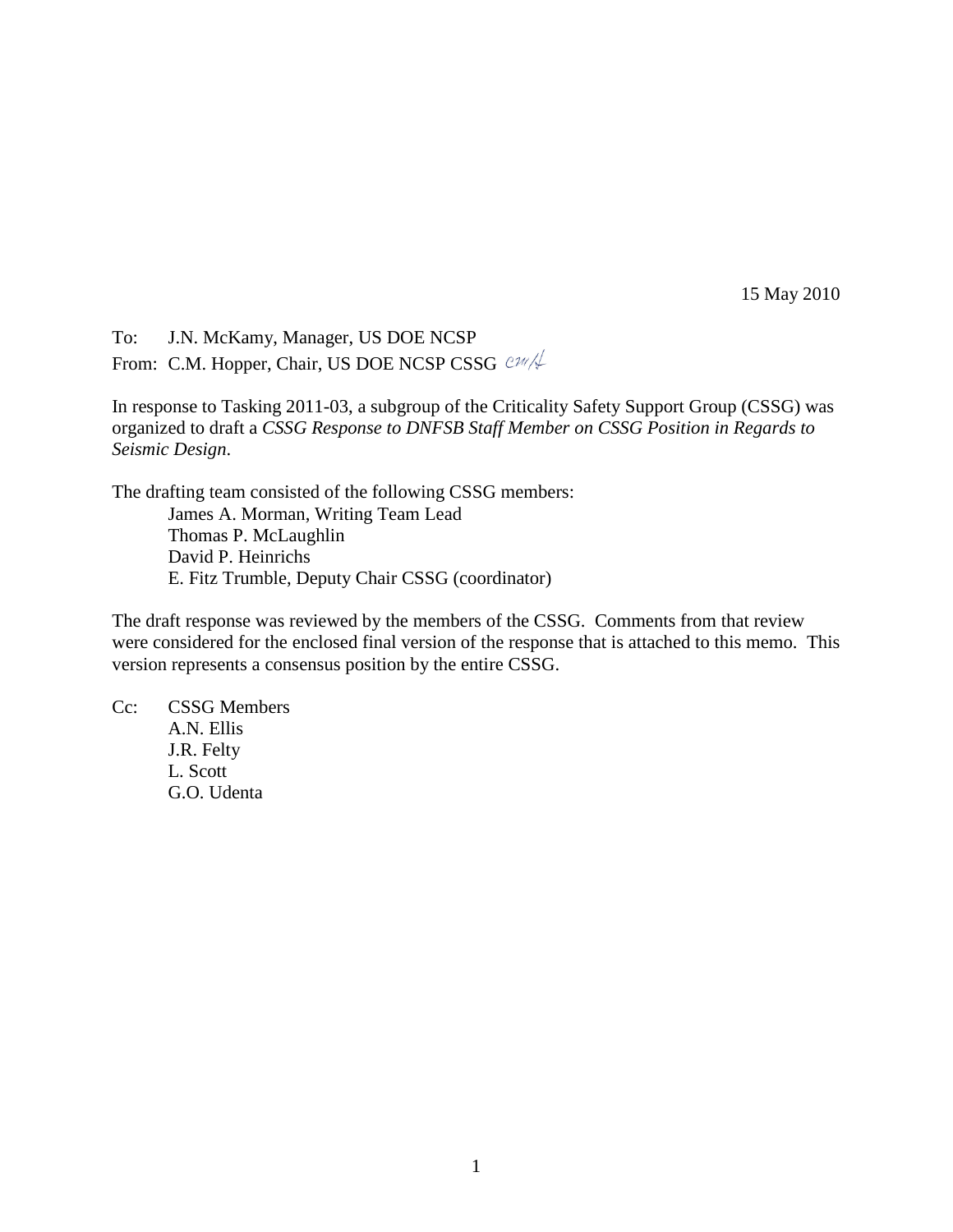15 May 2010

To: J.N. McKamy, Manager, US DOE NCSP

From: C.M. Hopper, Chair, US DOE NCSP CSSG *cmh*

In response to Tasking 2011-03, a subgroup of the Criticality Safety Support Group (CSSG) was organized to draft a *CSSG Response to DNFSB Staff Member on CSSG Position in Regards to Seismic Design*.

The drafting team consisted of the following CSSG members:

- James A. Morman, Writing Team Lead
- Thomas P. McLaughlin
- David P. Heinrichs
- E. Fitz Trumble, Deputy Chair CSSG (coordinator)

The draft response was reviewed by the members of the CSSG. Comments from that review were considered for the enclosed final version of the response that is attached to this memo. This version represents a consensus position by the entire CSSG.

Cc: CSSG Members
- A.N. Ellis
- J.R. Felty
- L. Scott
- G.O. Udenta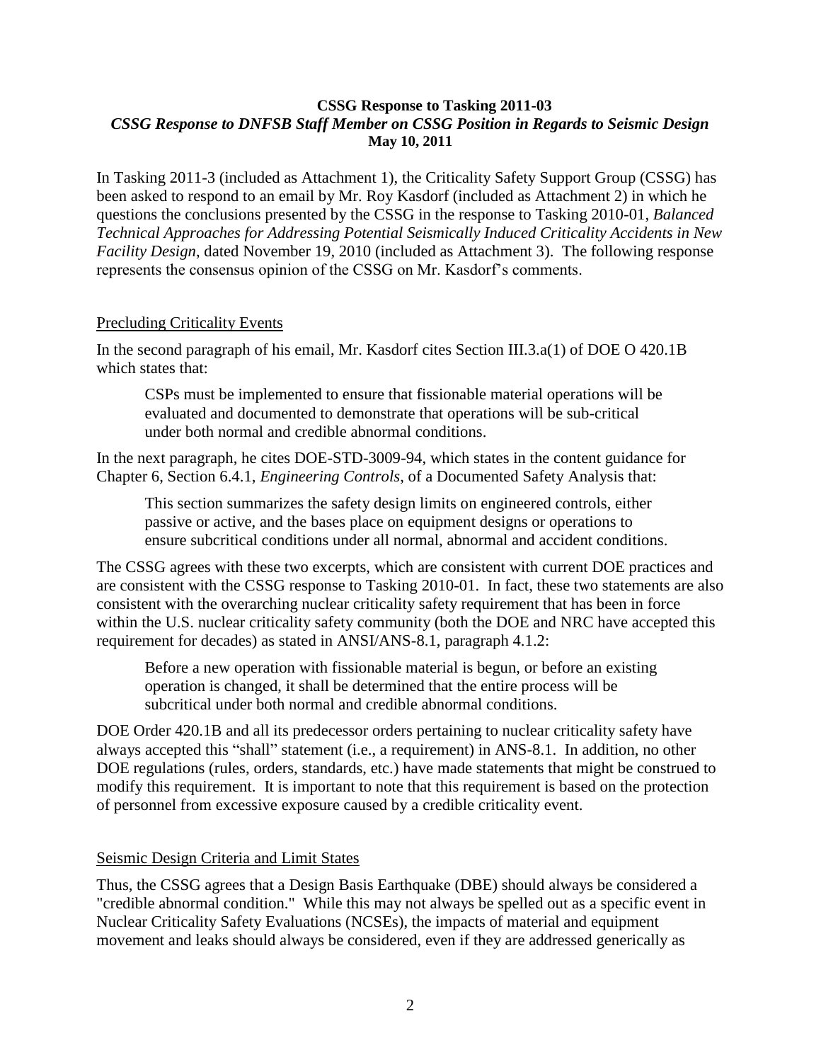**CSSG Response to Tasking 2011-03**

***CSSG Response to DNFSB Staff Member on CSSG Position in Regards to Seismic Design***

**May 10, 2011**

In Tasking 2011-3 (included as Attachment 1), the Criticality Safety Support Group (CSSG) has been asked to respond to an email by Mr. Roy Kasdorf (included as Attachment 2) in which he questions the conclusions presented by the CSSG in the response to Tasking 2010-01, *Balanced Technical Approaches for Addressing Potential Seismically Induced Criticality Accidents in New Facility Design*, dated November 19, 2010 (included as Attachment 3). The following response represents the consensus opinion of the CSSG on Mr. Kasdorf's comments.

## Precluding Criticality Events

In the second paragraph of his email, Mr. Kasdorf cites Section III.3.a(1) of DOE O 420.1B which states that:

> CSPs must be implemented to ensure that fissionable material operations will be evaluated and documented to demonstrate that operations will be sub-critical under both normal and credible abnormal conditions.

In the next paragraph, he cites DOE-STD-3009-94, which states in the content guidance for Chapter 6, Section 6.4.1, *Engineering Controls*, of a Documented Safety Analysis that:

> This section summarizes the safety design limits on engineered controls, either passive or active, and the bases place on equipment designs or operations to ensure subcritical conditions under all normal, abnormal and accident conditions.

The CSSG agrees with these two excerpts, which are consistent with current DOE practices and are consistent with the CSSG response to Tasking 2010-01. In fact, these two statements are also consistent with the overarching nuclear criticality safety requirement that has been in force within the U.S. nuclear criticality safety community (both the DOE and NRC have accepted this requirement for decades) as stated in ANSI/ANS-8.1, paragraph 4.1.2:

> Before a new operation with fissionable material is begun, or before an existing operation is changed, it shall be determined that the entire process will be subcritical under both normal and credible abnormal conditions.

DOE Order 420.1B and all its predecessor orders pertaining to nuclear criticality safety have always accepted this "shall" statement (i.e., a requirement) in ANS-8.1. In addition, no other DOE regulations (rules, orders, standards, etc.) have made statements that might be construed to modify this requirement. It is important to note that this requirement is based on the protection of personnel from excessive exposure caused by a credible criticality event.

## Seismic Design Criteria and Limit States

Thus, the CSSG agrees that a Design Basis Earthquake (DBE) should always be considered a "credible abnormal condition." While this may not always be spelled out as a specific event in Nuclear Criticality Safety Evaluations (NCSEs), the impacts of material and equipment movement and leaks should always be considered, even if they are addressed generically as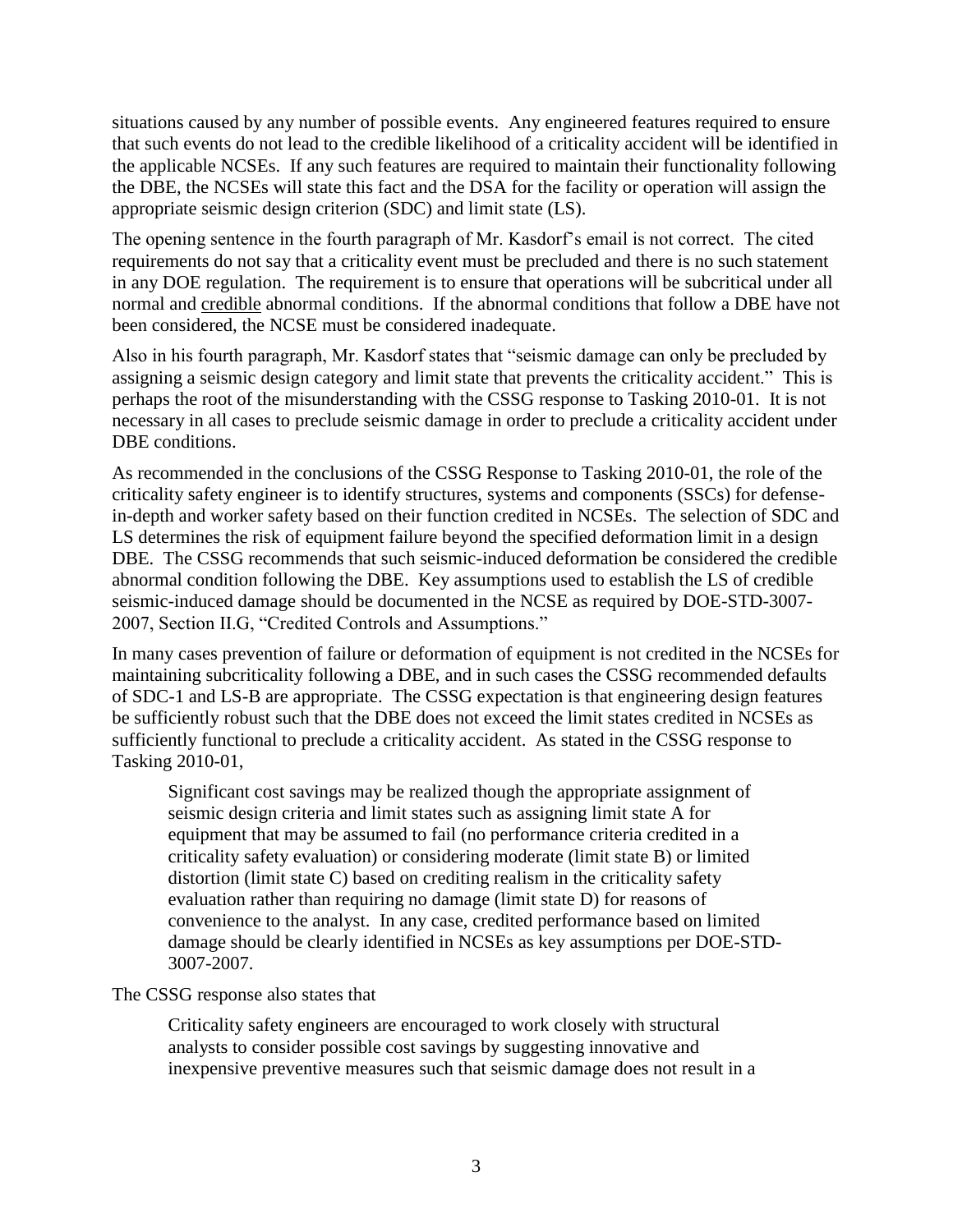situations caused by any number of possible events. Any engineered features required to ensure that such events do not lead to the credible likelihood of a criticality accident will be identified in the applicable NCSEs. If any such features are required to maintain their functionality following the DBE, the NCSEs will state this fact and the DSA for the facility or operation will assign the appropriate seismic design criterion (SDC) and limit state (LS).

The opening sentence in the fourth paragraph of Mr. Kasdorf's email is not correct. The cited requirements do not say that a criticality event must be precluded and there is no such statement in any DOE regulation. The requirement is to ensure that operations will be subcritical under all normal and credible abnormal conditions. If the abnormal conditions that follow a DBE have not been considered, the NCSE must be considered inadequate.

Also in his fourth paragraph, Mr. Kasdorf states that "seismic damage can only be precluded by assigning a seismic design category and limit state that prevents the criticality accident." This is perhaps the root of the misunderstanding with the CSSG response to Tasking 2010-01. It is not necessary in all cases to preclude seismic damage in order to preclude a criticality accident under DBE conditions.

As recommended in the conclusions of the CSSG Response to Tasking 2010-01, the role of the criticality safety engineer is to identify structures, systems and components (SSCs) for defense-in-depth and worker safety based on their function credited in NCSEs. The selection of SDC and LS determines the risk of equipment failure beyond the specified deformation limit in a design DBE. The CSSG recommends that such seismic-induced deformation be considered the credible abnormal condition following the DBE. Key assumptions used to establish the LS of credible seismic-induced damage should be documented in the NCSE as required by DOE-STD-3007-2007, Section II.G, "Credited Controls and Assumptions."

In many cases prevention of failure or deformation of equipment is not credited in the NCSEs for maintaining subcriticality following a DBE, and in such cases the CSSG recommended defaults of SDC-1 and LS-B are appropriate. The CSSG expectation is that engineering design features be sufficiently robust such that the DBE does not exceed the limit states credited in NCSEs as sufficiently functional to preclude a criticality accident. As stated in the CSSG response to Tasking 2010-01,

> Significant cost savings may be realized though the appropriate assignment of seismic design criteria and limit states such as assigning limit state A for equipment that may be assumed to fail (no performance criteria credited in a criticality safety evaluation) or considering moderate (limit state B) or limited distortion (limit state C) based on crediting realism in the criticality safety evaluation rather than requiring no damage (limit state D) for reasons of convenience to the analyst. In any case, credited performance based on limited damage should be clearly identified in NCSEs as key assumptions per DOE-STD-3007-2007.

The CSSG response also states that

> Criticality safety engineers are encouraged to work closely with structural analysts to consider possible cost savings by suggesting innovative and inexpensive preventive measures such that seismic damage does not result in a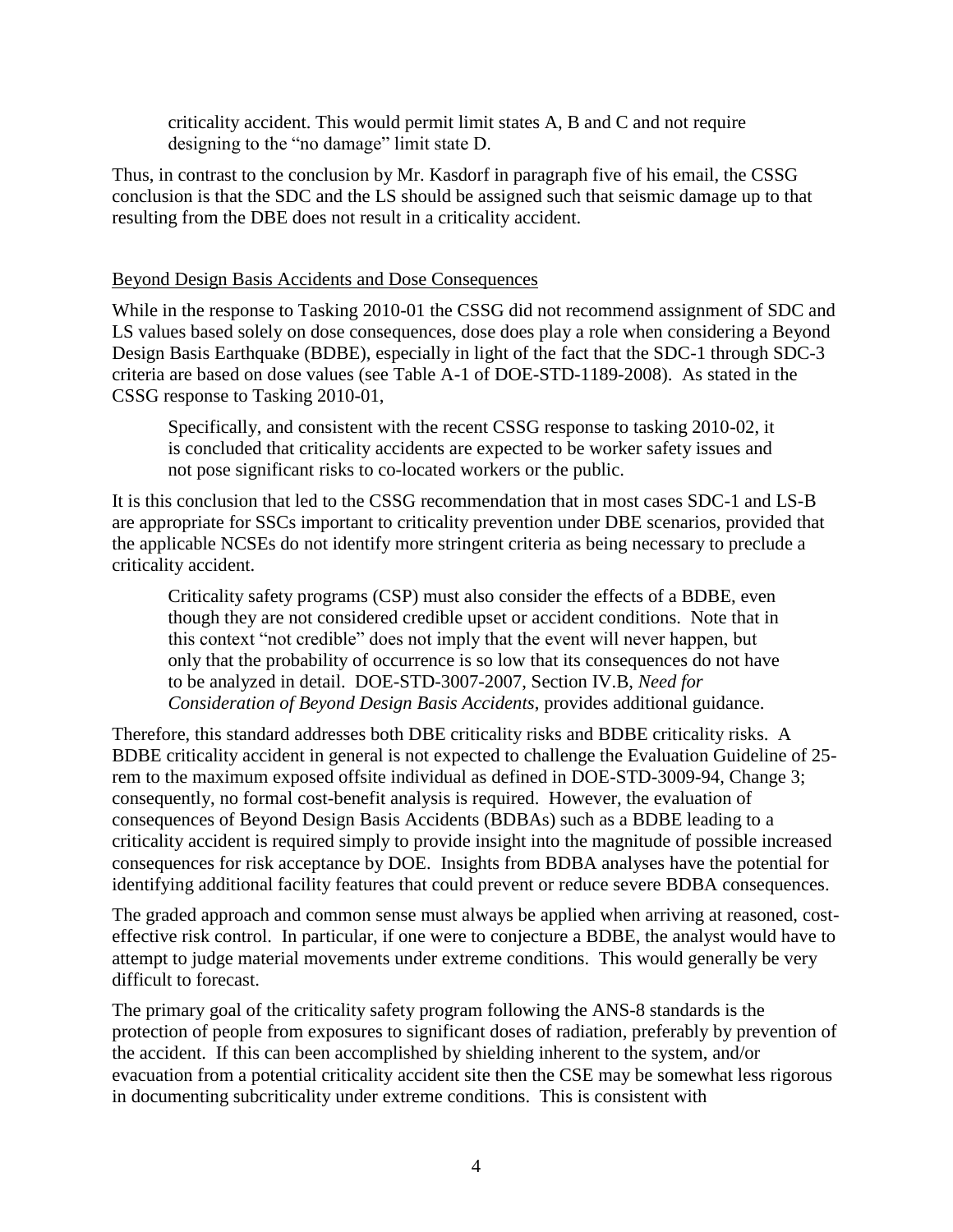> criticality accident. This would permit limit states A, B and C and not require designing to the "no damage" limit state D.

Thus, in contrast to the conclusion by Mr. Kasdorf in paragraph five of his email, the CSSG conclusion is that the SDC and the LS should be assigned such that seismic damage up to that resulting from the DBE does not result in a criticality accident.

<u>Beyond Design Basis Accidents and Dose Consequences</u>

While in the response to Tasking 2010-01 the CSSG did not recommend assignment of SDC and LS values based solely on dose consequences, dose does play a role when considering a Beyond Design Basis Earthquake (BDBE), especially in light of the fact that the SDC-1 through SDC-3 criteria are based on dose values (see Table A-1 of DOE-STD-1189-2008). As stated in the CSSG response to Tasking 2010-01,

> Specifically, and consistent with the recent CSSG response to tasking 2010-02, it is concluded that criticality accidents are expected to be worker safety issues and not pose significant risks to co-located workers or the public.

It is this conclusion that led to the CSSG recommendation that in most cases SDC-1 and LS-B are appropriate for SSCs important to criticality prevention under DBE scenarios, provided that the applicable NCSEs do not identify more stringent criteria as being necessary to preclude a criticality accident.

> Criticality safety programs (CSP) must also consider the effects of a BDBE, even though they are not considered credible upset or accident conditions. Note that in this context "not credible" does not imply that the event will never happen, but only that the probability of occurrence is so low that its consequences do not have to be analyzed in detail. DOE-STD-3007-2007, Section IV.B, *Need for Consideration of Beyond Design Basis Accidents*, provides additional guidance.

Therefore, this standard addresses both DBE criticality risks and BDBE criticality risks. A BDBE criticality accident in general is not expected to challenge the Evaluation Guideline of 25-rem to the maximum exposed offsite individual as defined in DOE-STD-3009-94, Change 3; consequently, no formal cost-benefit analysis is required. However, the evaluation of consequences of Beyond Design Basis Accidents (BDBAs) such as a BDBE leading to a criticality accident is required simply to provide insight into the magnitude of possible increased consequences for risk acceptance by DOE. Insights from BDBA analyses have the potential for identifying additional facility features that could prevent or reduce severe BDBA consequences.

The graded approach and common sense must always be applied when arriving at reasoned, cost-effective risk control. In particular, if one were to conjecture a BDBE, the analyst would have to attempt to judge material movements under extreme conditions. This would generally be very difficult to forecast.

The primary goal of the criticality safety program following the ANS-8 standards is the protection of people from exposures to significant doses of radiation, preferably by prevention of the accident. If this can been accomplished by shielding inherent to the system, and/or evacuation from a potential criticality accident site then the CSE may be somewhat less rigorous in documenting subcriticality under extreme conditions. This is consistent with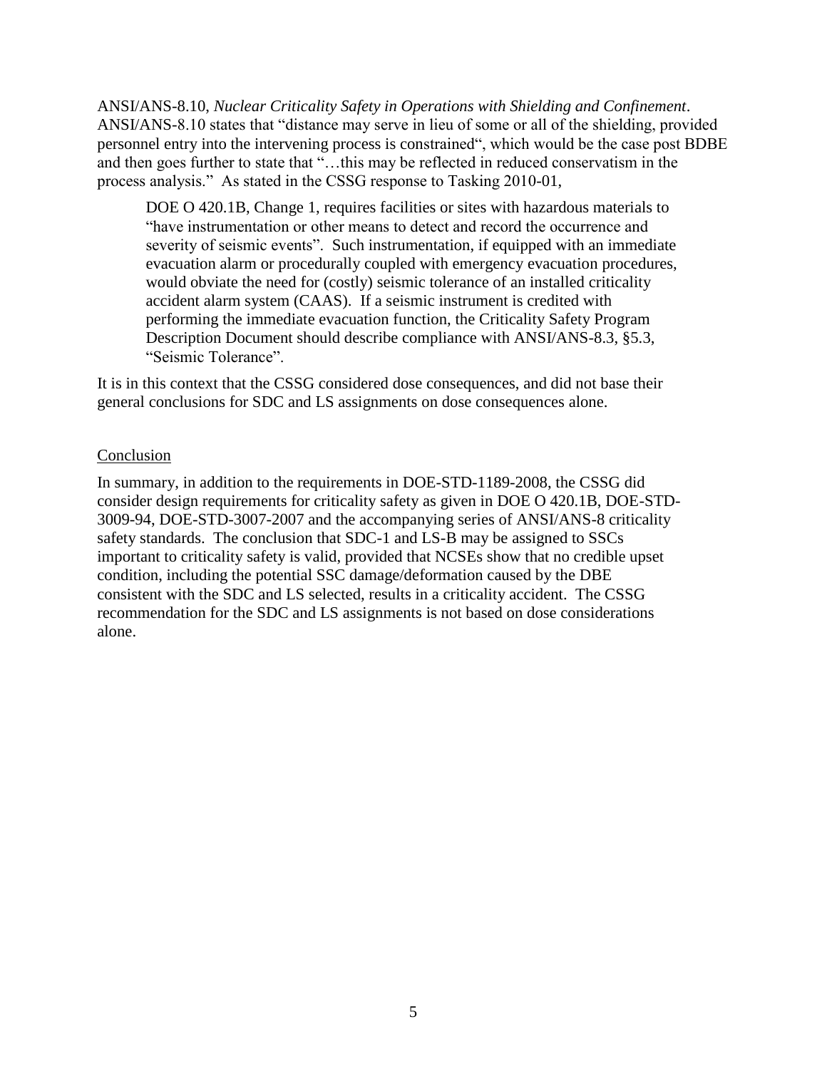ANSI/ANS-8.10, *Nuclear Criticality Safety in Operations with Shielding and Confinement*. ANSI/ANS-8.10 states that "distance may serve in lieu of some or all of the shielding, provided personnel entry into the intervening process is constrained", which would be the case post BDBE and then goes further to state that "…this may be reflected in reduced conservatism in the process analysis." As stated in the CSSG response to Tasking 2010-01,

> DOE O 420.1B, Change 1, requires facilities or sites with hazardous materials to "have instrumentation or other means to detect and record the occurrence and severity of seismic events". Such instrumentation, if equipped with an immediate evacuation alarm or procedurally coupled with emergency evacuation procedures, would obviate the need for (costly) seismic tolerance of an installed criticality accident alarm system (CAAS). If a seismic instrument is credited with performing the immediate evacuation function, the Criticality Safety Program Description Document should describe compliance with ANSI/ANS-8.3, §5.3, "Seismic Tolerance".

It is in this context that the CSSG considered dose consequences, and did not base their general conclusions for SDC and LS assignments on dose consequences alone.

## Conclusion

In summary, in addition to the requirements in DOE-STD-1189-2008, the CSSG did consider design requirements for criticality safety as given in DOE O 420.1B, DOE-STD-3009-94, DOE-STD-3007-2007 and the accompanying series of ANSI/ANS-8 criticality safety standards. The conclusion that SDC-1 and LS-B may be assigned to SSCs important to criticality safety is valid, provided that NCSEs show that no credible upset condition, including the potential SSC damage/deformation caused by the DBE consistent with the SDC and LS selected, results in a criticality accident. The CSSG recommendation for the SDC and LS assignments is not based on dose considerations alone.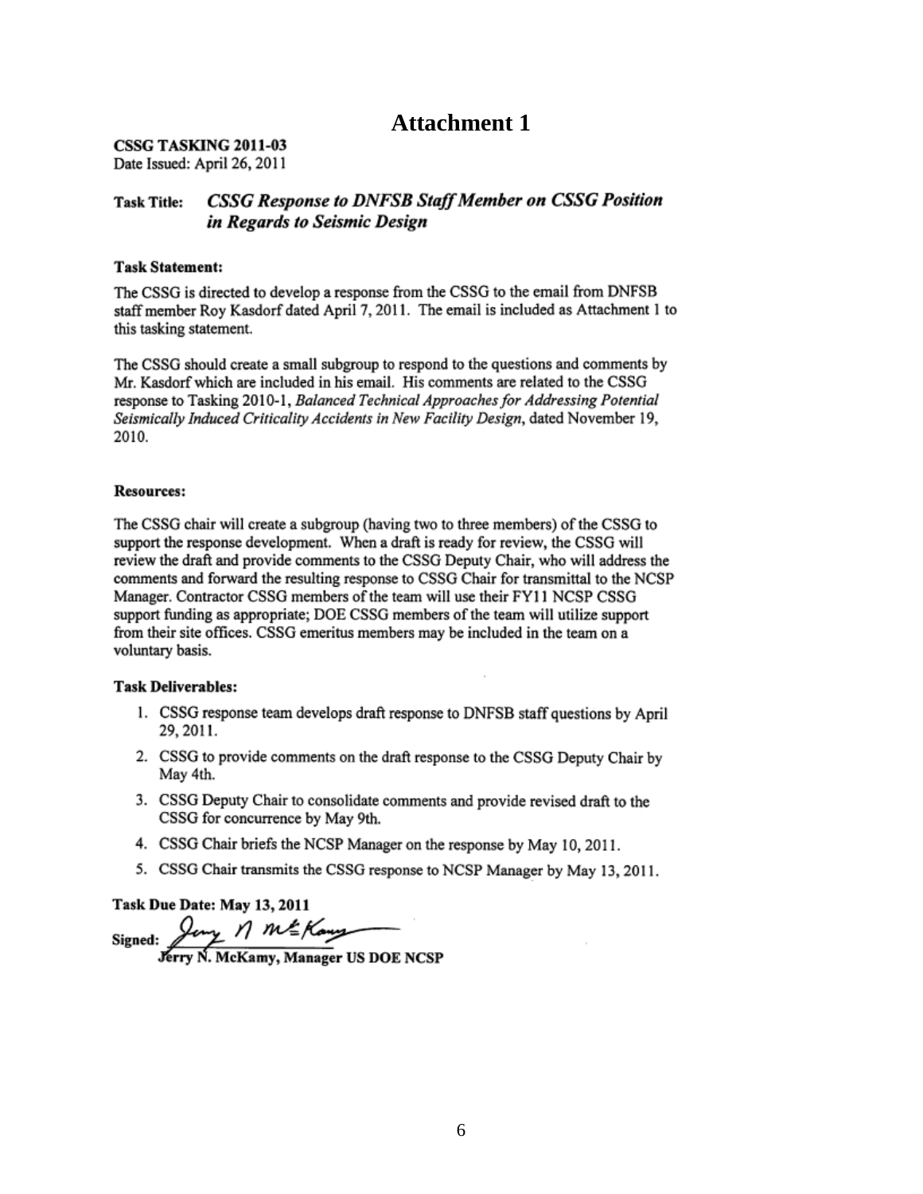# Attachment 1

**CSSG TASKING 2011-03**
Date Issued: April 26, 2011

**Task Title:** ***CSSG Response to DNFSB Staff Member on CSSG Position in Regards to Seismic Design***

**Task Statement:**

The CSSG is directed to develop a response from the CSSG to the email from DNFSB staff member Roy Kasdorf dated April 7, 2011. The email is included as Attachment 1 to this tasking statement.

The CSSG should create a small subgroup to respond to the questions and comments by Mr. Kasdorf which are included in his email. His comments are related to the CSSG response to Tasking 2010-1, *Balanced Technical Approaches for Addressing Potential Seismically Induced Criticality Accidents in New Facility Design*, dated November 19, 2010.

**Resources:**

The CSSG chair will create a subgroup (having two to three members) of the CSSG to support the response development. When a draft is ready for review, the CSSG will review the draft and provide comments to the CSSG Deputy Chair, who will address the comments and forward the resulting response to CSSG Chair for transmittal to the NCSP Manager. Contractor CSSG members of the team will use their FY11 NCSP CSSG support funding as appropriate; DOE CSSG members of the team will utilize support from their site offices. CSSG emeritus members may be included in the team on a voluntary basis.

**Task Deliverables:**

1. CSSG response team develops draft response to DNFSB staff questions by April 29, 2011.
2. CSSG to provide comments on the draft response to the CSSG Deputy Chair by May 4th.
3. CSSG Deputy Chair to consolidate comments and provide revised draft to the CSSG for concurrence by May 9th.
4. CSSG Chair briefs the NCSP Manager on the response by May 10, 2011.
5. CSSG Chair transmits the CSSG response to NCSP Manager by May 13, 2011.

**Task Due Date: May 13, 2011**

**Signed:** Jerry N. McKamy

**Jerry N. McKamy, Manager US DOE NCSP**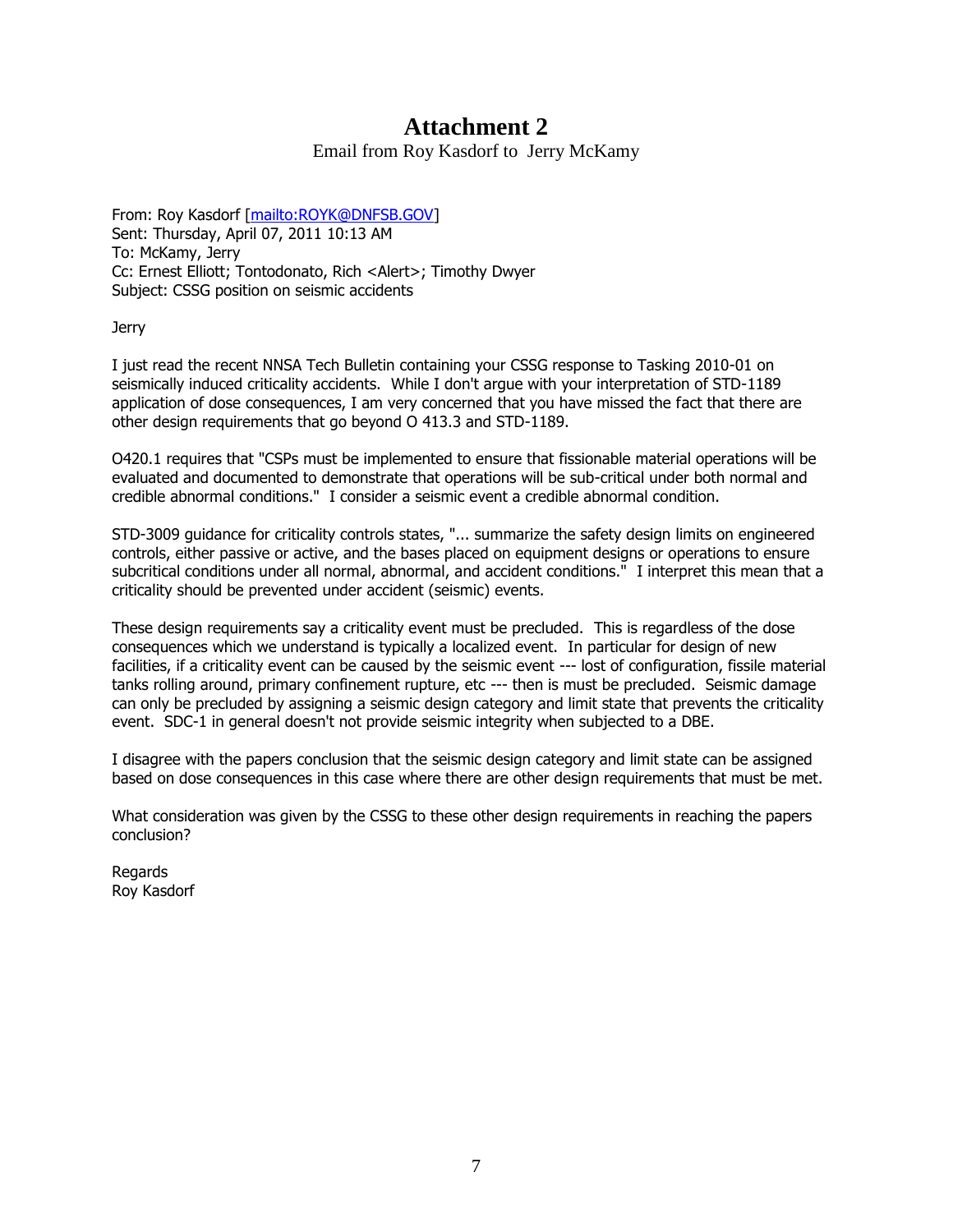# Attachment 2

Email from Roy Kasdorf to Jerry McKamy

From: Roy Kasdorf [mailto:ROYK@DNFSB.GOV]
Sent: Thursday, April 07, 2011 10:13 AM
To: McKamy, Jerry
Cc: Ernest Elliott; Tontodonato, Rich <Alert>; Timothy Dwyer
Subject: CSSG position on seismic accidents

Jerry

I just read the recent NNSA Tech Bulletin containing your CSSG response to Tasking 2010-01 on seismically induced criticality accidents. While I don't argue with your interpretation of STD-1189 application of dose consequences, I am very concerned that you have missed the fact that there are other design requirements that go beyond O 413.3 and STD-1189.

O420.1 requires that "CSPs must be implemented to ensure that fissionable material operations will be evaluated and documented to demonstrate that operations will be sub-critical under both normal and credible abnormal conditions." I consider a seismic event a credible abnormal condition.

STD-3009 guidance for criticality controls states, "... summarize the safety design limits on engineered controls, either passive or active, and the bases placed on equipment designs or operations to ensure subcritical conditions under all normal, abnormal, and accident conditions." I interpret this mean that a criticality should be prevented under accident (seismic) events.

These design requirements say a criticality event must be precluded. This is regardless of the dose consequences which we understand is typically a localized event. In particular for design of new facilities, if a criticality event can be caused by the seismic event --- lost of configuration, fissile material tanks rolling around, primary confinement rupture, etc --- then is must be precluded. Seismic damage can only be precluded by assigning a seismic design category and limit state that prevents the criticality event. SDC-1 in general doesn't not provide seismic integrity when subjected to a DBE.

I disagree with the papers conclusion that the seismic design category and limit state can be assigned based on dose consequences in this case where there are other design requirements that must be met.

What consideration was given by the CSSG to these other design requirements in reaching the papers conclusion?

Regards
Roy Kasdorf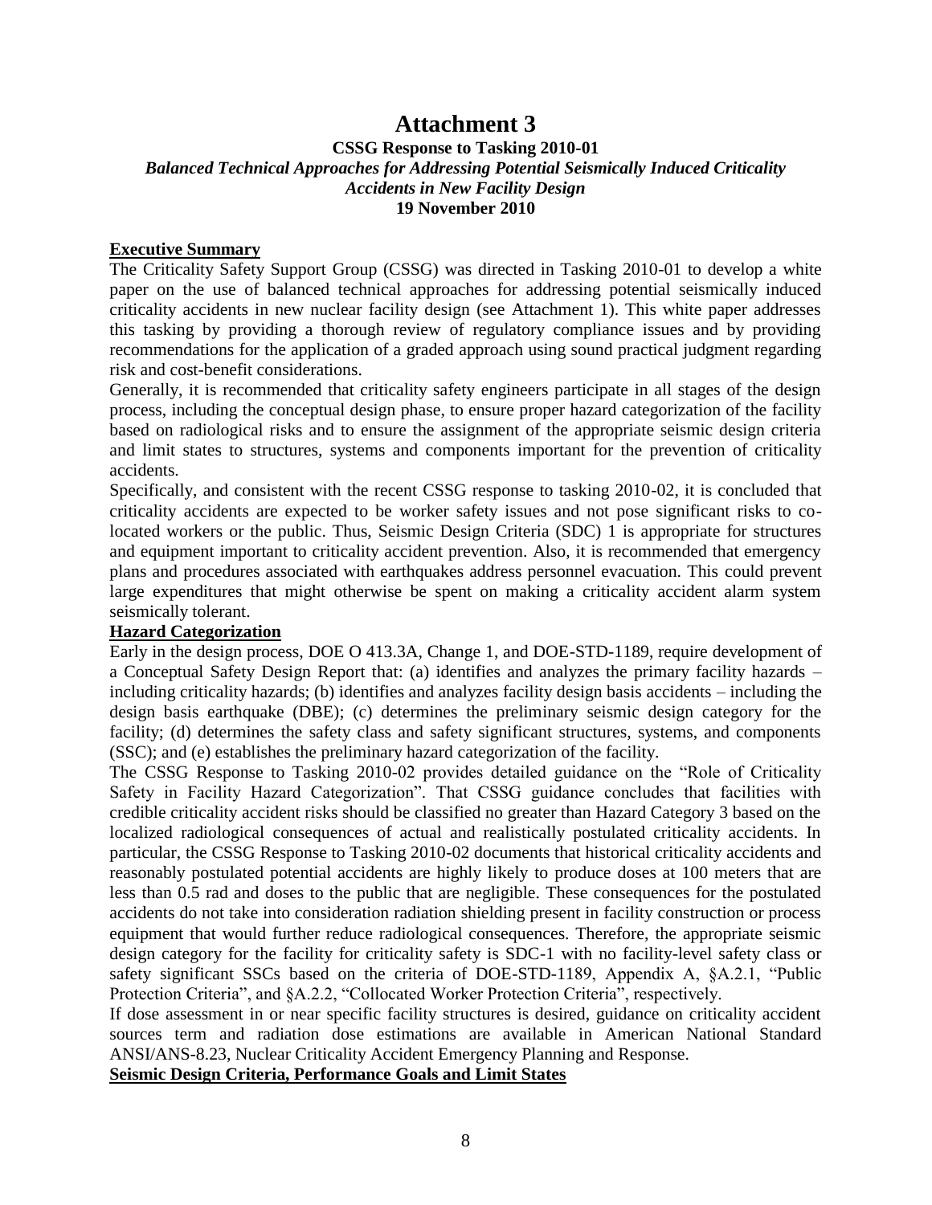# Attachment 3

**CSSG Response to Tasking 2010-01**
***Balanced Technical Approaches for Addressing Potential Seismically Induced Criticality Accidents in New Facility Design***
**19 November 2010**

## Executive Summary

The Criticality Safety Support Group (CSSG) was directed in Tasking 2010-01 to develop a white paper on the use of balanced technical approaches for addressing potential seismically induced criticality accidents in new nuclear facility design (see Attachment 1). This white paper addresses this tasking by providing a thorough review of regulatory compliance issues and by providing recommendations for the application of a graded approach using sound practical judgment regarding risk and cost-benefit considerations.

Generally, it is recommended that criticality safety engineers participate in all stages of the design process, including the conceptual design phase, to ensure proper hazard categorization of the facility based on radiological risks and to ensure the assignment of the appropriate seismic design criteria and limit states to structures, systems and components important for the prevention of criticality accidents.

Specifically, and consistent with the recent CSSG response to tasking 2010-02, it is concluded that criticality accidents are expected to be worker safety issues and not pose significant risks to co-located workers or the public. Thus, Seismic Design Criteria (SDC) 1 is appropriate for structures and equipment important to criticality accident prevention. Also, it is recommended that emergency plans and procedures associated with earthquakes address personnel evacuation. This could prevent large expenditures that might otherwise be spent on making a criticality accident alarm system seismically tolerant.

## Hazard Categorization

Early in the design process, DOE O 413.3A, Change 1, and DOE-STD-1189, require development of a Conceptual Safety Design Report that: (a) identifies and analyzes the primary facility hazards – including criticality hazards; (b) identifies and analyzes facility design basis accidents – including the design basis earthquake (DBE); (c) determines the preliminary seismic design category for the facility; (d) determines the safety class and safety significant structures, systems, and components (SSC); and (e) establishes the preliminary hazard categorization of the facility.

The CSSG Response to Tasking 2010-02 provides detailed guidance on the "Role of Criticality Safety in Facility Hazard Categorization". That CSSG guidance concludes that facilities with credible criticality accident risks should be classified no greater than Hazard Category 3 based on the localized radiological consequences of actual and realistically postulated criticality accidents. In particular, the CSSG Response to Tasking 2010-02 documents that historical criticality accidents and reasonably postulated potential accidents are highly likely to produce doses at 100 meters that are less than 0.5 rad and doses to the public that are negligible. These consequences for the postulated accidents do not take into consideration radiation shielding present in facility construction or process equipment that would further reduce radiological consequences. Therefore, the appropriate seismic design category for the facility for criticality safety is SDC-1 with no facility-level safety class or safety significant SSCs based on the criteria of DOE-STD-1189, Appendix A, §A.2.1, "Public Protection Criteria", and §A.2.2, "Collocated Worker Protection Criteria", respectively.

If dose assessment in or near specific facility structures is desired, guidance on criticality accident sources term and radiation dose estimations are available in American National Standard ANSI/ANS-8.23, Nuclear Criticality Accident Emergency Planning and Response.

## Seismic Design Criteria, Performance Goals and Limit States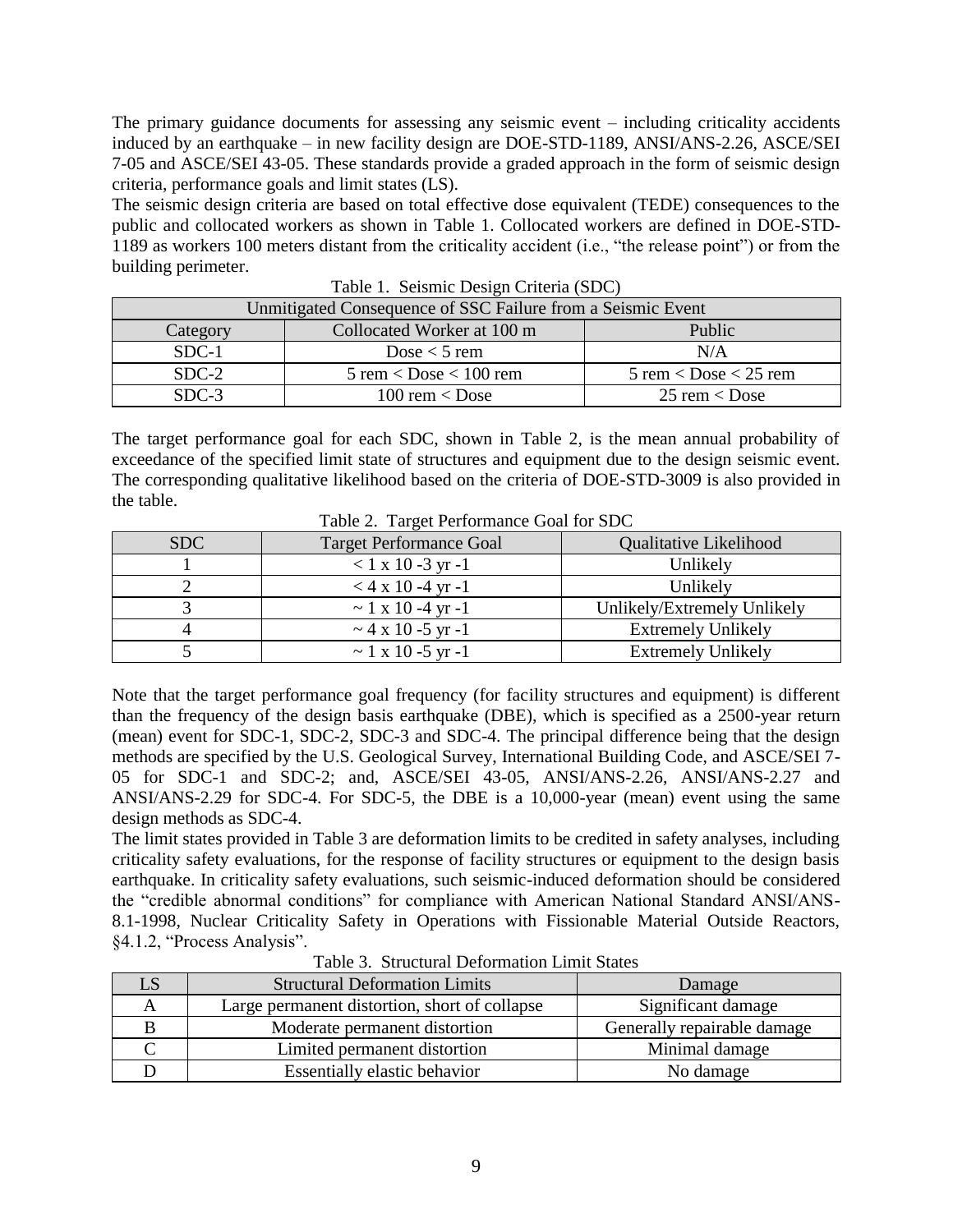The primary guidance documents for assessing any seismic event – including criticality accidents induced by an earthquake – in new facility design are DOE-STD-1189, ANSI/ANS-2.26, ASCE/SEI 7-05 and ASCE/SEI 43-05. These standards provide a graded approach in the form of seismic design criteria, performance goals and limit states (LS).

The seismic design criteria are based on total effective dose equivalent (TEDE) consequences to the public and collocated workers as shown in Table 1. Collocated workers are defined in DOE-STD-1189 as workers 100 meters distant from the criticality accident (i.e., "the release point") or from the building perimeter.

Table 1. Seismic Design Criteria (SDC)

| Unmitigated Consequence of SSC Failure from a Seismic Event | | |
|---|---|---|
| Category | Collocated Worker at 100 m | Public |
| SDC-1 | Dose < 5 rem | N/A |
| SDC-2 | 5 rem < Dose < 100 rem | 5 rem < Dose < 25 rem |
| SDC-3 | 100 rem < Dose | 25 rem < Dose |

The target performance goal for each SDC, shown in Table 2, is the mean annual probability of exceedance of the specified limit state of structures and equipment due to the design seismic event. The corresponding qualitative likelihood based on the criteria of DOE-STD-3009 is also provided in the table.

Table 2. Target Performance Goal for SDC

| SDC | Target Performance Goal | Qualitative Likelihood |
|---|---|---|
| 1 | $< 1 \times 10^{-3}$ yr $^{-1}$ | Unlikely |
| 2 | $< 4 \times 10^{-4}$ yr $^{-1}$ | Unlikely |
| 3 | $\sim 1 \times 10^{-4}$ yr $^{-1}$ | Unlikely/Extremely Unlikely |
| 4 | $\sim 4 \times 10^{-5}$ yr $^{-1}$ | Extremely Unlikely |
| 5 | $\sim 1 \times 10^{-5}$ yr $^{-1}$ | Extremely Unlikely |

Note that the target performance goal frequency (for facility structures and equipment) is different than the frequency of the design basis earthquake (DBE), which is specified as a 2500-year return (mean) event for SDC-1, SDC-2, SDC-3 and SDC-4. The principal difference being that the design methods are specified by the U.S. Geological Survey, International Building Code, and ASCE/SEI 7-05 for SDC-1 and SDC-2; and, ASCE/SEI 43-05, ANSI/ANS-2.26, ANSI/ANS-2.27 and ANSI/ANS-2.29 for SDC-4. For SDC-5, the DBE is a 10,000-year (mean) event using the same design methods as SDC-4.

The limit states provided in Table 3 are deformation limits to be credited in safety analyses, including criticality safety evaluations, for the response of facility structures or equipment to the design basis earthquake. In criticality safety evaluations, such seismic-induced deformation should be considered the "credible abnormal conditions" for compliance with American National Standard ANSI/ANS-8.1-1998, Nuclear Criticality Safety in Operations with Fissionable Material Outside Reactors, §4.1.2, "Process Analysis".

Table 3. Structural Deformation Limit States

| LS | Structural Deformation Limits | Damage |
|---|---|---|
| A | Large permanent distortion, short of collapse | Significant damage |
| B | Moderate permanent distortion | Generally repairable damage |
| C | Limited permanent distortion | Minimal damage |
| D | Essentially elastic behavior | No damage |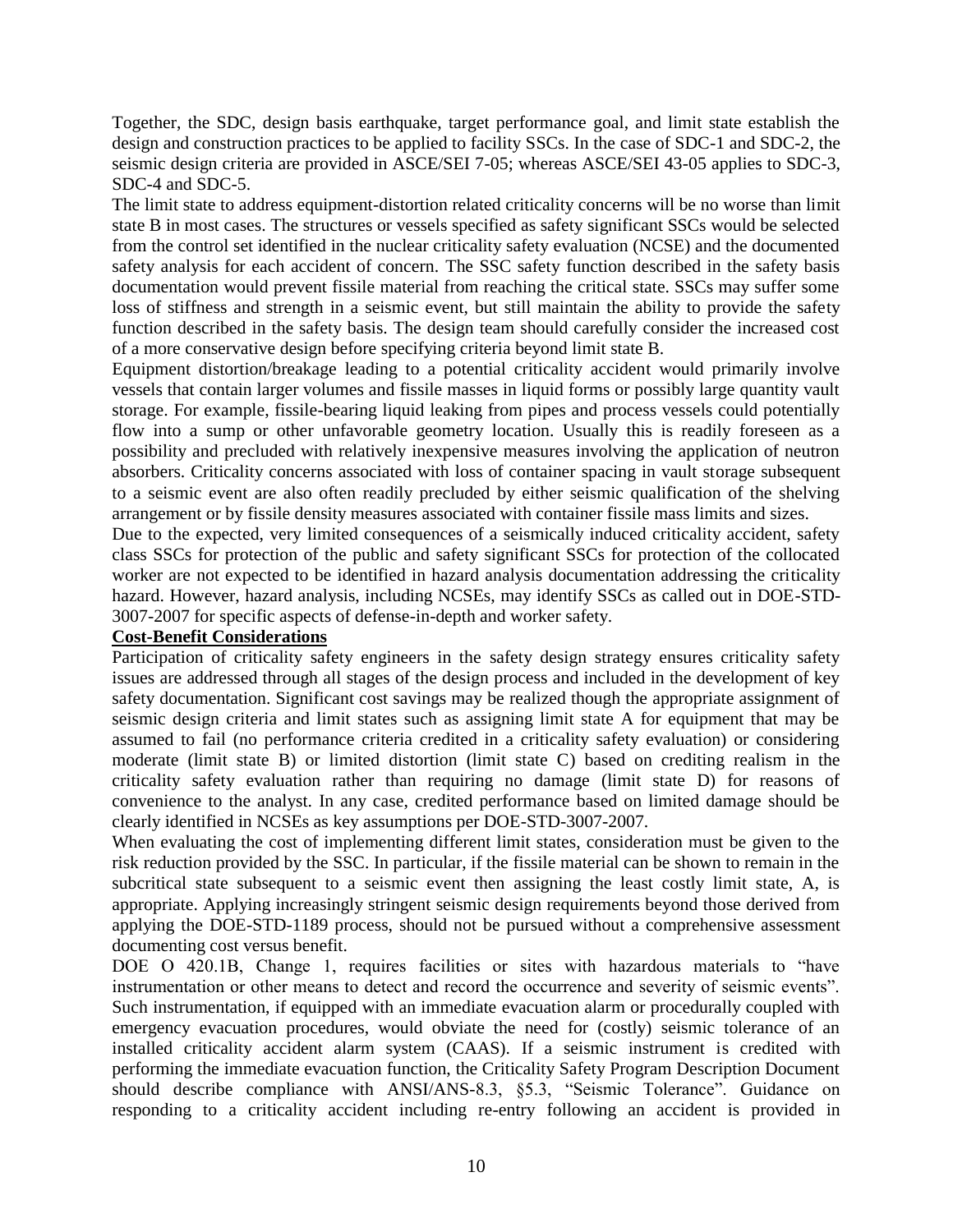Together, the SDC, design basis earthquake, target performance goal, and limit state establish the design and construction practices to be applied to facility SSCs. In the case of SDC-1 and SDC-2, the seismic design criteria are provided in ASCE/SEI 7-05; whereas ASCE/SEI 43-05 applies to SDC-3, SDC-4 and SDC-5.

The limit state to address equipment-distortion related criticality concerns will be no worse than limit state B in most cases. The structures or vessels specified as safety significant SSCs would be selected from the control set identified in the nuclear criticality safety evaluation (NCSE) and the documented safety analysis for each accident of concern. The SSC safety function described in the safety basis documentation would prevent fissile material from reaching the critical state. SSCs may suffer some loss of stiffness and strength in a seismic event, but still maintain the ability to provide the safety function described in the safety basis. The design team should carefully consider the increased cost of a more conservative design before specifying criteria beyond limit state B.

Equipment distortion/breakage leading to a potential criticality accident would primarily involve vessels that contain larger volumes and fissile masses in liquid forms or possibly large quantity vault storage. For example, fissile-bearing liquid leaking from pipes and process vessels could potentially flow into a sump or other unfavorable geometry location. Usually this is readily foreseen as a possibility and precluded with relatively inexpensive measures involving the application of neutron absorbers. Criticality concerns associated with loss of container spacing in vault storage subsequent to a seismic event are also often readily precluded by either seismic qualification of the shelving arrangement or by fissile density measures associated with container fissile mass limits and sizes.

Due to the expected, very limited consequences of a seismically induced criticality accident, safety class SSCs for protection of the public and safety significant SSCs for protection of the collocated worker are not expected to be identified in hazard analysis documentation addressing the criticality hazard. However, hazard analysis, including NCSEs, may identify SSCs as called out in DOE-STD-3007-2007 for specific aspects of defense-in-depth and worker safety.

**Cost-Benefit Considerations**

Participation of criticality safety engineers in the safety design strategy ensures criticality safety issues are addressed through all stages of the design process and included in the development of key safety documentation. Significant cost savings may be realized though the appropriate assignment of seismic design criteria and limit states such as assigning limit state A for equipment that may be assumed to fail (no performance criteria credited in a criticality safety evaluation) or considering moderate (limit state B) or limited distortion (limit state C) based on crediting realism in the criticality safety evaluation rather than requiring no damage (limit state D) for reasons of convenience to the analyst. In any case, credited performance based on limited damage should be clearly identified in NCSEs as key assumptions per DOE-STD-3007-2007.

When evaluating the cost of implementing different limit states, consideration must be given to the risk reduction provided by the SSC. In particular, if the fissile material can be shown to remain in the subcritical state subsequent to a seismic event then assigning the least costly limit state, A, is appropriate. Applying increasingly stringent seismic design requirements beyond those derived from applying the DOE-STD-1189 process, should not be pursued without a comprehensive assessment documenting cost versus benefit.

DOE O 420.1B, Change 1, requires facilities or sites with hazardous materials to "have instrumentation or other means to detect and record the occurrence and severity of seismic events". Such instrumentation, if equipped with an immediate evacuation alarm or procedurally coupled with emergency evacuation procedures, would obviate the need for (costly) seismic tolerance of an installed criticality accident alarm system (CAAS). If a seismic instrument is credited with performing the immediate evacuation function, the Criticality Safety Program Description Document should describe compliance with ANSI/ANS-8.3, §5.3, "Seismic Tolerance". Guidance on responding to a criticality accident including re-entry following an accident is provided in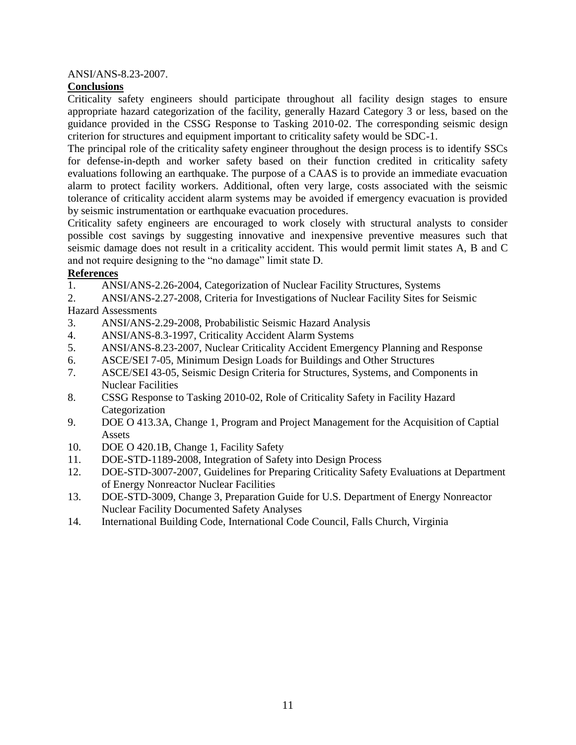ANSI/ANS-8.23-2007.

**Conclusions**

Criticality safety engineers should participate throughout all facility design stages to ensure appropriate hazard categorization of the facility, generally Hazard Category 3 or less, based on the guidance provided in the CSSG Response to Tasking 2010-02. The corresponding seismic design criterion for structures and equipment important to criticality safety would be SDC-1.

The principal role of the criticality safety engineer throughout the design process is to identify SSCs for defense-in-depth and worker safety based on their function credited in criticality safety evaluations following an earthquake. The purpose of a CAAS is to provide an immediate evacuation alarm to protect facility workers. Additional, often very large, costs associated with the seismic tolerance of criticality accident alarm systems may be avoided if emergency evacuation is provided by seismic instrumentation or earthquake evacuation procedures.

Criticality safety engineers are encouraged to work closely with structural analysts to consider possible cost savings by suggesting innovative and inexpensive preventive measures such that seismic damage does not result in a criticality accident. This would permit limit states A, B and C and not require designing to the "no damage" limit state D.

**References**

1. ANSI/ANS-2.26-2004, Categorization of Nuclear Facility Structures, Systems
2. ANSI/ANS-2.27-2008, Criteria for Investigations of Nuclear Facility Sites for Seismic Hazard Assessments
3. ANSI/ANS-2.29-2008, Probabilistic Seismic Hazard Analysis
4. ANSI/ANS-8.3-1997, Criticality Accident Alarm Systems
5. ANSI/ANS-8.23-2007, Nuclear Criticality Accident Emergency Planning and Response
6. ASCE/SEI 7-05, Minimum Design Loads for Buildings and Other Structures
7. ASCE/SEI 43-05, Seismic Design Criteria for Structures, Systems, and Components in Nuclear Facilities
8. CSSG Response to Tasking 2010-02, Role of Criticality Safety in Facility Hazard Categorization
9. DOE O 413.3A, Change 1, Program and Project Management for the Acquisition of Captial Assets
10. DOE O 420.1B, Change 1, Facility Safety
11. DOE-STD-1189-2008, Integration of Safety into Design Process
12. DOE-STD-3007-2007, Guidelines for Preparing Criticality Safety Evaluations at Department of Energy Nonreactor Nuclear Facilities
13. DOE-STD-3009, Change 3, Preparation Guide for U.S. Department of Energy Nonreactor Nuclear Facility Documented Safety Analyses
14. International Building Code, International Code Council, Falls Church, Virginia